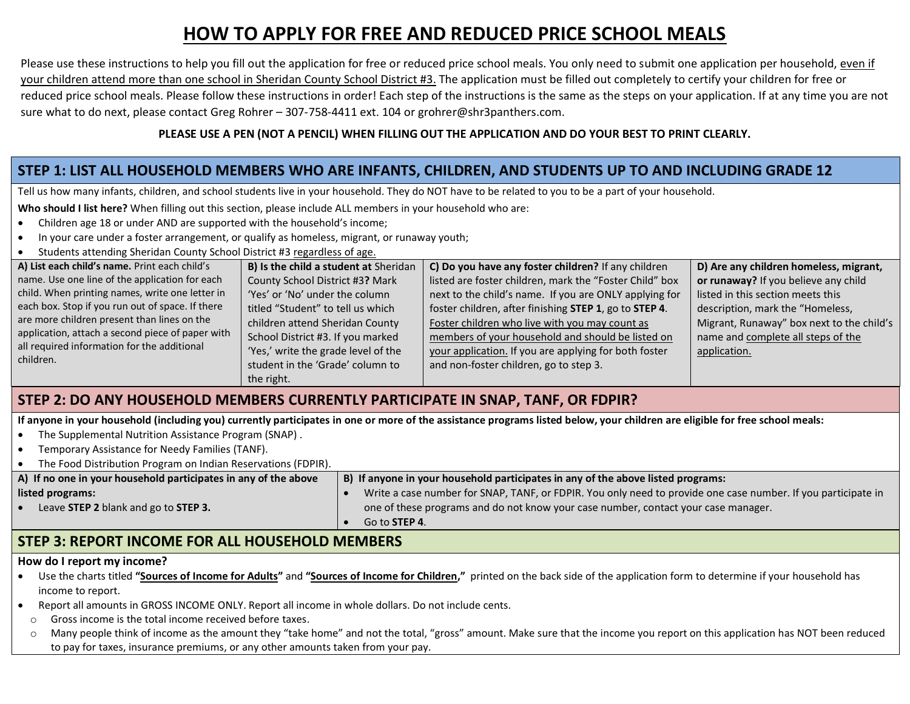# HOW TO APPLY FOR FREE AND REDUCED PRICE SCHOOL MEALS

Please use these instructions to help you fill out the application for free or reduced price school meals. You only need to submit one application per household, even if your children attend more than one school in Sheridan County School District #3. The application must be filled out completely to certify your children for free or reduced price school meals. Please follow these instructions in order! Each step of the instructions is the same as the steps on your application. If at any time you are not sure what to do next, please contact Greg Rohrer – 307-758-4411 ext. 104 or grohrer@shr3panthers.com.

**PLEASE USE A PEN (NOT A PENCIL) WHEN FILLING OUT THE APPLICATION AND DO YOUR BEST TO PRINT CLEARLY.**

## STEP 1: LIST ALL HOUSEHOLD MEMBERS WHO ARE INFANTS, CHILDREN, AND STUDENTS UP TO AND INCLUDING GRADE 12

Tell us how many infants, children, and school students live in your household. They do NOT have to be related to you to be a part of your household.

**Who should I list here?** When filling out this section, please include ALL members in your household who are:

- Children age 18 or under AND are supported with the household's income;
- In your care under a foster arrangement, or qualify as homeless, migrant, or runaway youth;
- Students attending Sheridan County School District #3 regardless of age.

| A) List each child's name. | B) Is the child a student at Sheridan County School District #3? | C) Do you have any foster children? | D) Are any children homeless, migrant, or runaway? |
|---|---|---|---|
| Print each child's name. Use one line of the application for each child. When printing names, write one letter in each box. Stop if you run out of space. If there are more children present than lines on the application, attach a second piece of paper with all required information for the additional children. | Mark 'Yes' or 'No' under the column titled "Student" to tell us which children attend Sheridan County School District #3. If you marked 'Yes,' write the grade level of the student in the 'Grade' column to the right. | If any children listed are foster children, mark the "Foster Child" box next to the child's name. If you are ONLY applying for foster children, after finishing **STEP 1**, go to **STEP 4**. Foster children who live with you may count as members of your household and should be listed on your application. If you are applying for both foster and non-foster children, go to step 3. | If you believe any child listed in this section meets this description, mark the "Homeless, Migrant, Runaway" box next to the child's name and complete all steps of the application. |

## STEP 2: DO ANY HOUSEHOLD MEMBERS CURRENTLY PARTICIPATE IN SNAP, TANF, OR FDPIR?

**If anyone in your household (including you) currently participates in one or more of the assistance programs listed below, your children are eligible for free school meals:**

- The Supplemental Nutrition Assistance Program (SNAP) .
- Temporary Assistance for Needy Families (TANF).
- The Food Distribution Program on Indian Reservations (FDPIR).

| A) If no one in your household participates in any of the above listed programs: | B) If anyone in your household participates in any of the above listed programs: |
|---|---|
| • Leave **STEP 2** blank and go to **STEP 3.** | • Write a case number for SNAP, TANF, or FDPIR. You only need to provide one case number. If you participate in one of these programs and do not know your case number, contact your case manager.<br>• Go to **STEP 4**. |

## STEP 3: REPORT INCOME FOR ALL HOUSEHOLD MEMBERS

**How do I report my income?**

- Use the charts titled **"Sources of Income for Adults"** and **"Sources of Income for Children,"** printed on the back side of the application form to determine if your household has income to report.
- Report all amounts in GROSS INCOME ONLY. Report all income in whole dollars. Do not include cents.
  - Gross income is the total income received before taxes.
  - Many people think of income as the amount they "take home" and not the total, "gross" amount. Make sure that the income you report on this application has NOT been reduced to pay for taxes, insurance premiums, or any other amounts taken from your pay.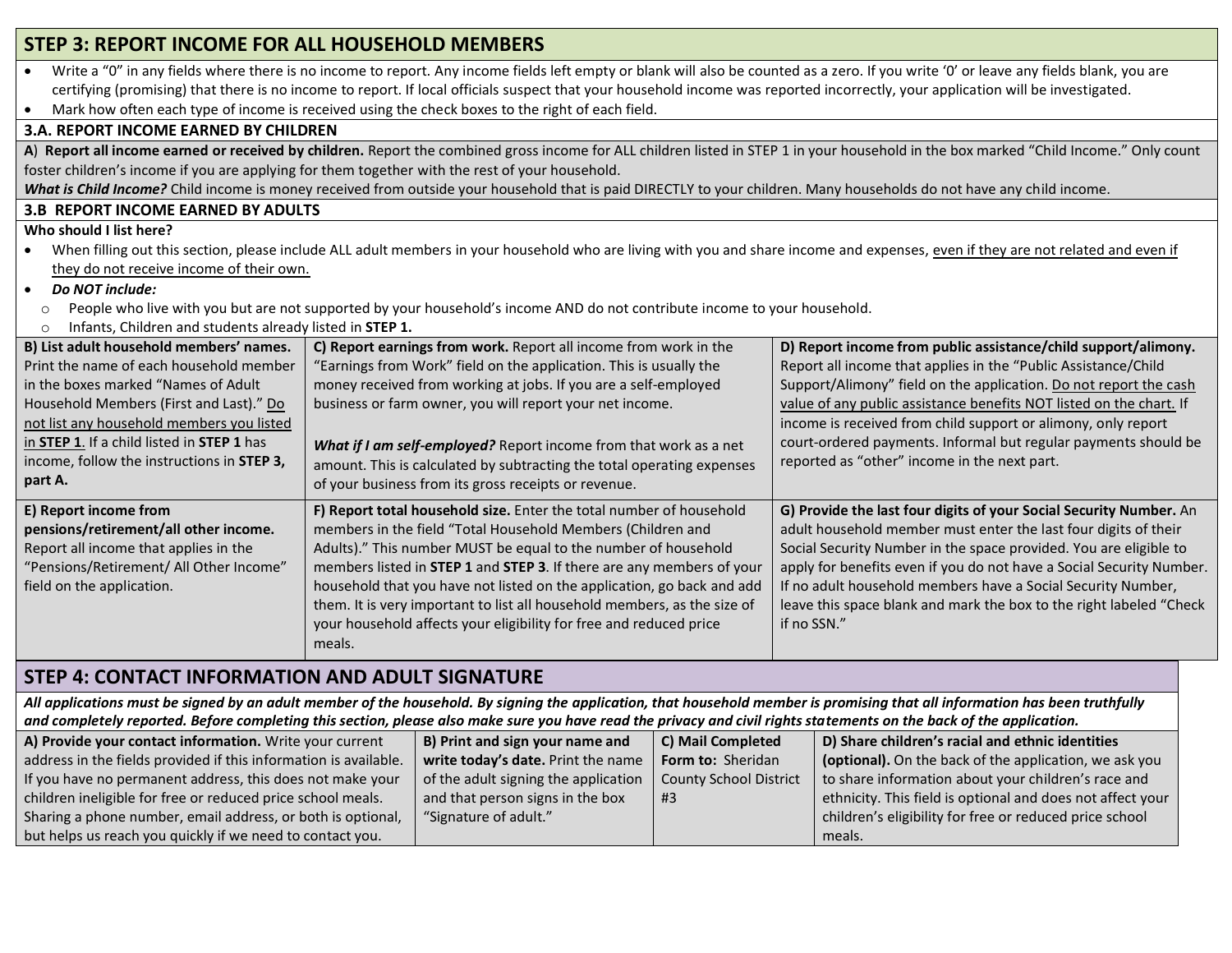## STEP 3: REPORT INCOME FOR ALL HOUSEHOLD MEMBERS

- Write a "0" in any fields where there is no income to report. Any income fields left empty or blank will also be counted as a zero. If you write '0' or leave any fields blank, you are certifying (promising) that there is no income to report. If local officials suspect that your household income was reported incorrectly, your application will be investigated.
- Mark how often each type of income is received using the check boxes to the right of each field.

### 3.A. REPORT INCOME EARNED BY CHILDREN

**A) Report all income earned or received by children.** Report the combined gross income for ALL children listed in STEP 1 in your household in the box marked "Child Income." Only count foster children's income if you are applying for them together with the rest of your household.

***What is Child Income?*** Child income is money received from outside your household that is paid DIRECTLY to your children. Many households do not have any child income.

### 3.B REPORT INCOME EARNED BY ADULTS

**Who should I list here?**

- When filling out this section, please include ALL adult members in your household who are living with you and share income and expenses, even if they are not related and even if they do not receive income of their own.
- ***Do NOT include:***
  - People who live with you but are not supported by your household's income AND do not contribute income to your household.
  - Infants, Children and students already listed in **STEP 1.**

| | | |
|---|---|---|
| **B) List adult household members' names.** Print the name of each household member in the boxes marked "Names of Adult Household Members (First and Last)." Do not list any household members you listed in **STEP 1**. If a child listed in **STEP 1** has income, follow the instructions in **STEP 3, part A.** | **C) Report earnings from work.** Report all income from work in the "Earnings from Work" field on the application. This is usually the money received from working at jobs. If you are a self-employed business or farm owner, you will report your net income.<br><br>***What if I am self-employed?*** Report income from that work as a net amount. This is calculated by subtracting the total operating expenses of your business from its gross receipts or revenue. | **D) Report income from public assistance/child support/alimony.** Report all income that applies in the "Public Assistance/Child Support/Alimony" field on the application. Do not report the cash value of any public assistance benefits NOT listed on the chart. If income is received from child support or alimony, only report court-ordered payments. Informal but regular payments should be reported as "other" income in the next part. |
| **E) Report income from pensions/retirement/all other income.** Report all income that applies in the "Pensions/Retirement/ All Other Income" field on the application. | **F) Report total household size.** Enter the total number of household members in the field "Total Household Members (Children and Adults)." This number MUST be equal to the number of household members listed in **STEP 1** and **STEP 3**. If there are any members of your household that you have not listed on the application, go back and add them. It is very important to list all household members, as the size of your household affects your eligibility for free and reduced price meals. | **G) Provide the last four digits of your Social Security Number.** An adult household member must enter the last four digits of their Social Security Number in the space provided. You are eligible to apply for benefits even if you do not have a Social Security Number. If no adult household members have a Social Security Number, leave this space blank and mark the box to the right labeled "Check if no SSN." |

## STEP 4: CONTACT INFORMATION AND ADULT SIGNATURE

***All applications must be signed by an adult member of the household. By signing the application, that household member is promising that all information has been truthfully and completely reported. Before completing this section, please also make sure you have read the privacy and civil rights statements on the back of the application.***

| | | | |
|---|---|---|---|
| **A) Provide your contact information.** Write your current address in the fields provided if this information is available. If you have no permanent address, this does not make your children ineligible for free or reduced price school meals. Sharing a phone number, email address, or both is optional, but helps us reach you quickly if we need to contact you. | **B) Print and sign your name and write today's date.** Print the name of the adult signing the application and that person signs in the box "Signature of adult." | **C) Mail Completed Form to:** Sheridan County School District #3 | **D) Share children's racial and ethnic identities (optional).** On the back of the application, we ask you to share information about your children's race and ethnicity. This field is optional and does not affect your children's eligibility for free or reduced price school meals. |